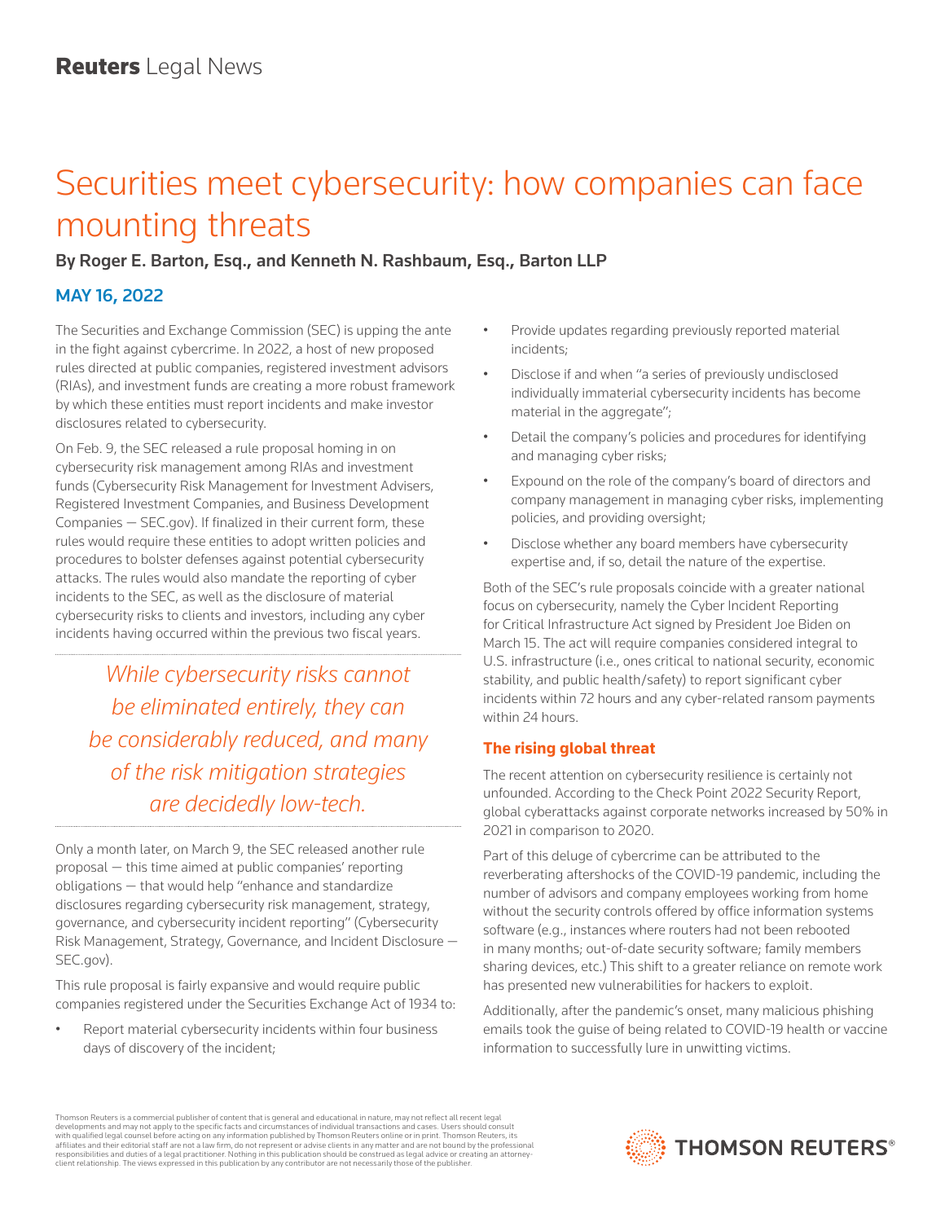Reuters Legal News

# Securities meet cybersecurity: how companies can face mounting threats

**By Roger E. Barton, Esq., and Kenneth N. Rashbaum, Esq., Barton LLP**

**MAY 16, 2022**

The Securities and Exchange Commission (SEC) is upping the ante in the fight against cybercrime. In 2022, a host of new proposed rules directed at public companies, registered investment advisors (RIAs), and investment funds are creating a more robust framework by which these entities must report incidents and make investor disclosures related to cybersecurity.

On Feb. 9, the SEC released a rule proposal homing in on cybersecurity risk management among RIAs and investment funds (Cybersecurity Risk Management for Investment Advisers, Registered Investment Companies, and Business Development Companies — SEC.gov). If finalized in their current form, these rules would require these entities to adopt written policies and procedures to bolster defenses against potential cybersecurity attacks. The rules would also mandate the reporting of cyber incidents to the SEC, as well as the disclosure of material cybersecurity risks to clients and investors, including any cyber incidents having occurred within the previous two fiscal years.

*While cybersecurity risks cannot be eliminated entirely, they can be considerably reduced, and many of the risk mitigation strategies are decidedly low-tech.*

Only a month later, on March 9, the SEC released another rule proposal — this time aimed at public companies' reporting obligations — that would help "enhance and standardize disclosures regarding cybersecurity risk management, strategy, governance, and cybersecurity incident reporting" (Cybersecurity Risk Management, Strategy, Governance, and Incident Disclosure — SEC.gov).

This rule proposal is fairly expansive and would require public companies registered under the Securities Exchange Act of 1934 to:

- Report material cybersecurity incidents within four business days of discovery of the incident;
- Provide updates regarding previously reported material incidents;
- Disclose if and when "a series of previously undisclosed individually immaterial cybersecurity incidents has become material in the aggregate";
- Detail the company's policies and procedures for identifying and managing cyber risks;
- Expound on the role of the company's board of directors and company management in managing cyber risks, implementing policies, and providing oversight;
- Disclose whether any board members have cybersecurity expertise and, if so, detail the nature of the expertise.

Both of the SEC's rule proposals coincide with a greater national focus on cybersecurity, namely the Cyber Incident Reporting for Critical Infrastructure Act signed by President Joe Biden on March 15. The act will require companies considered integral to U.S. infrastructure (i.e., ones critical to national security, economic stability, and public health/safety) to report significant cyber incidents within 72 hours and any cyber-related ransom payments within 24 hours.

## The rising global threat

The recent attention on cybersecurity resilience is certainly not unfounded. According to the Check Point 2022 Security Report, global cyberattacks against corporate networks increased by 50% in 2021 in comparison to 2020.

Part of this deluge of cybercrime can be attributed to the reverberating aftershocks of the COVID-19 pandemic, including the number of advisors and company employees working from home without the security controls offered by office information systems software (e.g., instances where routers had not been rebooted in many months; out-of-date security software; family members sharing devices, etc.) This shift to a greater reliance on remote work has presented new vulnerabilities for hackers to exploit.

Additionally, after the pandemic's onset, many malicious phishing emails took the guise of being related to COVID-19 health or vaccine information to successfully lure in unwitting victims.

Thomson Reuters is a commercial publisher of content that is general and educational in nature, may not reflect all recent legal developments and may not apply to the specific facts and circumstances of individual transactions and cases. Users should consult with qualified legal counsel before acting on any information published by Thomson Reuters online or in print. Thomson Reuters, its affiliates and their editorial staff are not a law firm, do not represent or advise clients in any matter and are not bound by the professional responsibilities and duties of a legal practitioner. Nothing in this publication should be construed as legal advice or creating an attorney-client relationship. The views expressed in this publication by any contributor are not necessarily those of the publisher.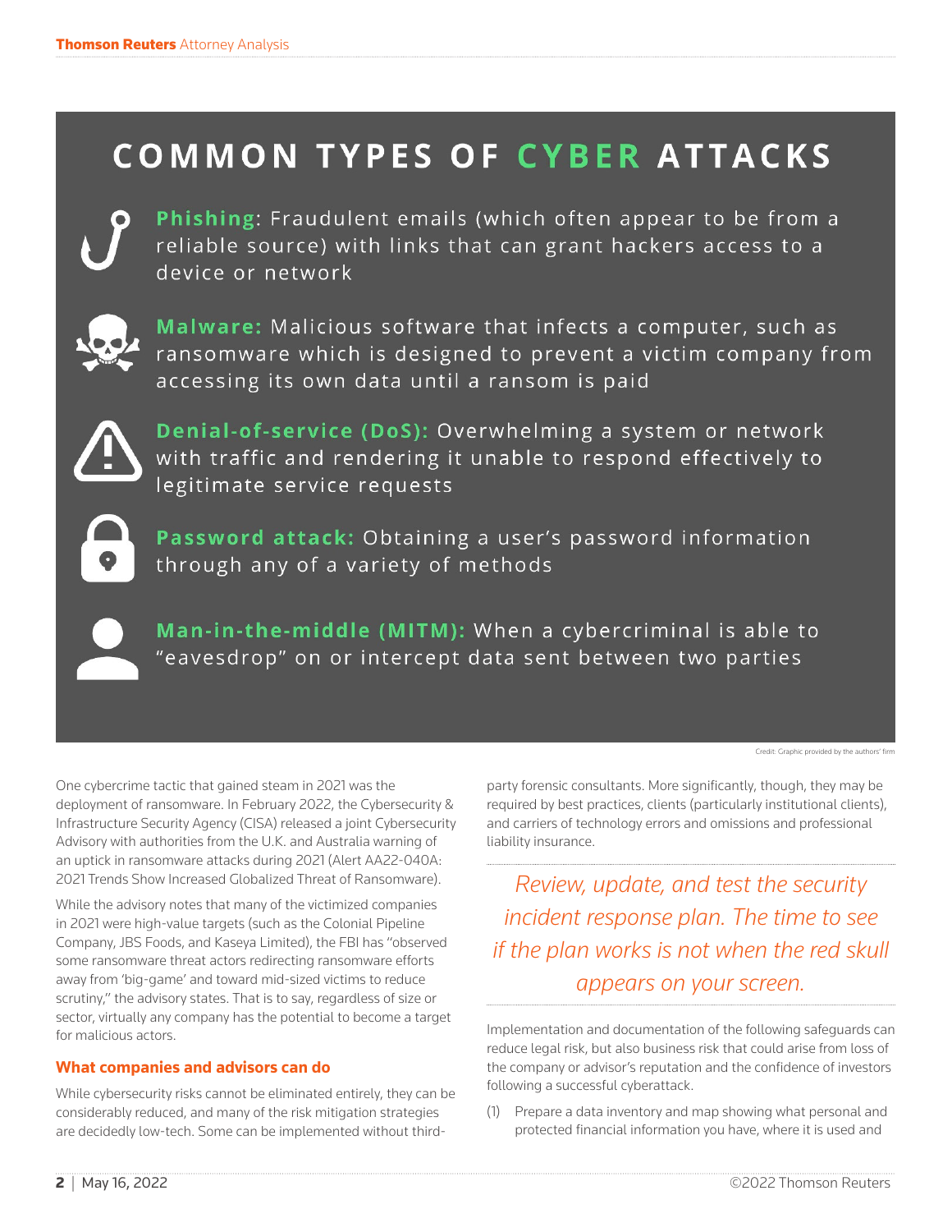## COMMON TYPES OF CYBER ATTACKS

**Phishing**: Fraudulent emails (which often appear to be from a reliable source) with links that can grant hackers access to a device or network

**Malware:** Malicious software that infects a computer, such as ransomware which is designed to prevent a victim company from accessing its own data until a ransom is paid

**Denial-of-service (DoS):** Overwhelming a system or network with traffic and rendering it unable to respond effectively to legitimate service requests

**Password attack:** Obtaining a user's password information through any of a variety of methods

**Man-in-the-middle (MITM):** When a cybercriminal is able to "eavesdrop" on or intercept data sent between two parties

Credit: Graphic provided by the authors' firm

One cybercrime tactic that gained steam in 2021 was the deployment of ransomware. In February 2022, the Cybersecurity & Infrastructure Security Agency (CISA) released a joint Cybersecurity Advisory with authorities from the U.K. and Australia warning of an uptick in ransomware attacks during 2021 (Alert AA22-040A: 2021 Trends Show Increased Globalized Threat of Ransomware).

While the advisory notes that many of the victimized companies in 2021 were high-value targets (such as the Colonial Pipeline Company, JBS Foods, and Kaseya Limited), the FBI has "observed some ransomware threat actors redirecting ransomware efforts away from 'big-game' and toward mid-sized victims to reduce scrutiny," the advisory states. That is to say, regardless of size or sector, virtually any company has the potential to become a target for malicious actors.

### What companies and advisors can do

While cybersecurity risks cannot be eliminated entirely, they can be considerably reduced, and many of the risk mitigation strategies are decidedly low-tech. Some can be implemented without third-party forensic consultants. More significantly, though, they may be required by best practices, clients (particularly institutional clients), and carriers of technology errors and omissions and professional liability insurance.

> *Review, update, and test the security incident response plan. The time to see if the plan works is not when the red skull appears on your screen.*

Implementation and documentation of the following safeguards can reduce legal risk, but also business risk that could arise from loss of the company or advisor's reputation and the confidence of investors following a successful cyberattack.

(1) Prepare a data inventory and map showing what personal and protected financial information you have, where it is used and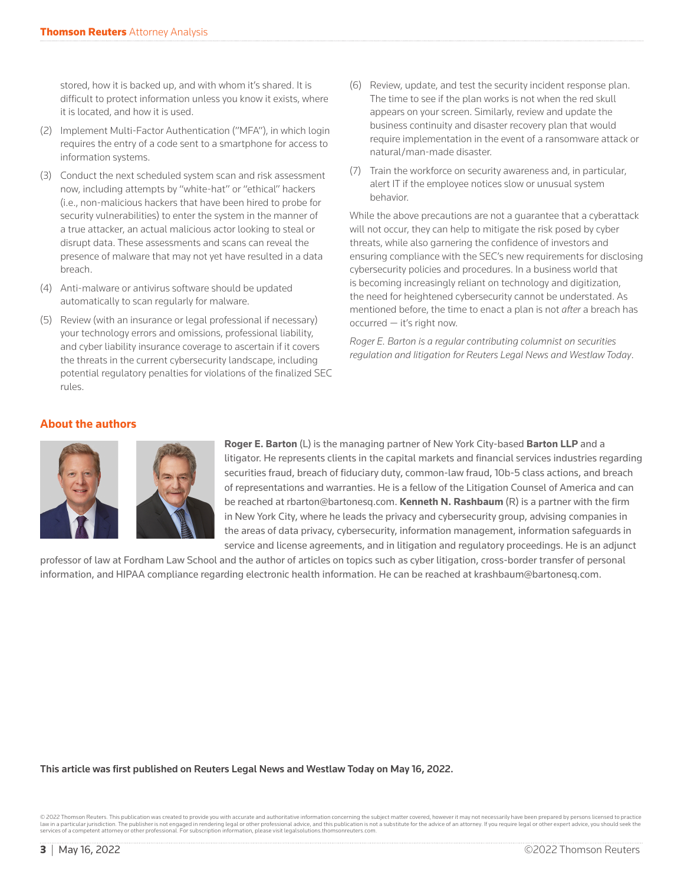stored, how it is backed up, and with whom it's shared. It is difficult to protect information unless you know it exists, where it is located, and how it is used.

(2) Implement Multi-Factor Authentication ("MFA"), in which login requires the entry of a code sent to a smartphone for access to information systems.

(3) Conduct the next scheduled system scan and risk assessment now, including attempts by "white-hat" or "ethical" hackers (i.e., non-malicious hackers that have been hired to probe for security vulnerabilities) to enter the system in the manner of a true attacker, an actual malicious actor looking to steal or disrupt data. These assessments and scans can reveal the presence of malware that may not yet have resulted in a data breach.

(4) Anti-malware or antivirus software should be updated automatically to scan regularly for malware.

(5) Review (with an insurance or legal professional if necessary) your technology errors and omissions, professional liability, and cyber liability insurance coverage to ascertain if it covers the threats in the current cybersecurity landscape, including potential regulatory penalties for violations of the finalized SEC rules.

(6) Review, update, and test the security incident response plan. The time to see if the plan works is not when the red skull appears on your screen. Similarly, review and update the business continuity and disaster recovery plan that would require implementation in the event of a ransomware attack or natural/man-made disaster.

(7) Train the workforce on security awareness and, in particular, alert IT if the employee notices slow or unusual system behavior.

While the above precautions are not a guarantee that a cyberattack will not occur, they can help to mitigate the risk posed by cyber threats, while also garnering the confidence of investors and ensuring compliance with the SEC's new requirements for disclosing cybersecurity policies and procedures. In a business world that is becoming increasingly reliant on technology and digitization, the need for heightened cybersecurity cannot be understated. As mentioned before, the time to enact a plan is not *after* a breach has occurred — it's right now.

*Roger E. Barton is a regular contributing columnist on securities regulation and litigation for Reuters Legal News and Westlaw Today.*

## About the authors

**Roger E. Barton** (L) is the managing partner of New York City-based **Barton LLP** and a litigator. He represents clients in the capital markets and financial services industries regarding securities fraud, breach of fiduciary duty, common-law fraud, 10b-5 class actions, and breach of representations and warranties. He is a fellow of the Litigation Counsel of America and can be reached at rbarton@bartonesq.com. **Kenneth N. Rashbaum** (R) is a partner with the firm in New York City, where he leads the privacy and cybersecurity group, advising companies in the areas of data privacy, cybersecurity, information management, information safeguards in service and license agreements, and in litigation and regulatory proceedings. He is an adjunct professor of law at Fordham Law School and the author of articles on topics such as cyber litigation, cross-border transfer of personal information, and HIPAA compliance regarding electronic health information. He can be reached at krashbaum@bartonesq.com.

**This article was first published on Reuters Legal News and Westlaw Today on May 16, 2022.**

© 2022 Thomson Reuters. This publication was created to provide you with accurate and authoritative information concerning the subject matter covered, however it may not necessarily have been prepared by persons licensed to practice law in a particular jurisdiction. The publisher is not engaged in rendering legal or other professional advice, and this publication is not a substitute for the advice of an attorney. If you require legal or other expert advice, you should seek the services of a competent attorney or other professional. For subscription information, please visit legalsolutions.thomsonreuters.com.